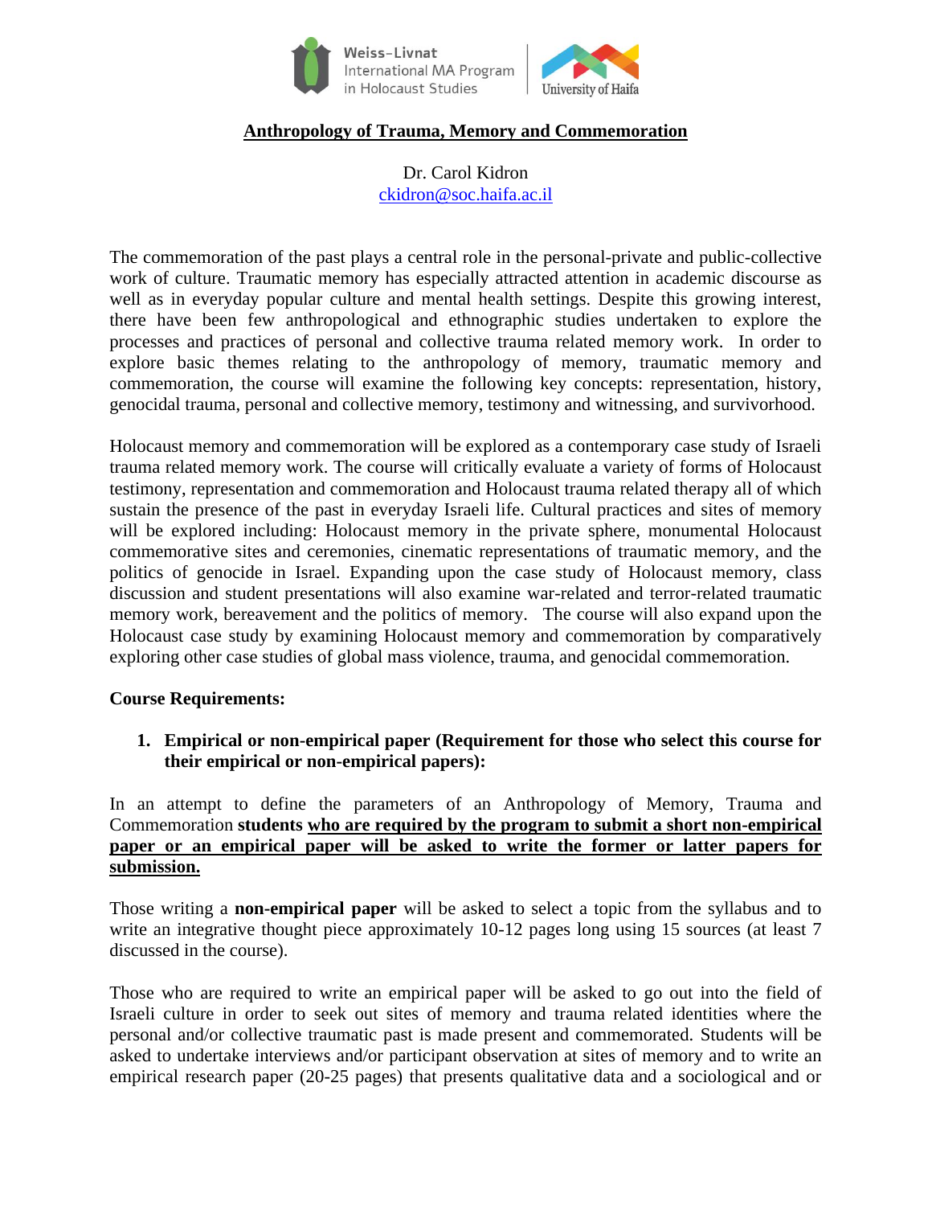Weiss-Livnat International MA Program in Holocaust Studies | University of Haifa

# Anthropology of Trauma, Memory and Commemoration

Dr. Carol Kidron
ckidron@soc.haifa.ac.il

The commemoration of the past plays a central role in the personal-private and public-collective work of culture. Traumatic memory has especially attracted attention in academic discourse as well as in everyday popular culture and mental health settings. Despite this growing interest, there have been few anthropological and ethnographic studies undertaken to explore the processes and practices of personal and collective trauma related memory work. In order to explore basic themes relating to the anthropology of memory, traumatic memory and commemoration, the course will examine the following key concepts: representation, history, genocidal trauma, personal and collective memory, testimony and witnessing, and survivorhood.

Holocaust memory and commemoration will be explored as a contemporary case study of Israeli trauma related memory work. The course will critically evaluate a variety of forms of Holocaust testimony, representation and commemoration and Holocaust trauma related therapy all of which sustain the presence of the past in everyday Israeli life. Cultural practices and sites of memory will be explored including: Holocaust memory in the private sphere, monumental Holocaust commemorative sites and ceremonies, cinematic representations of traumatic memory, and the politics of genocide in Israel. Expanding upon the case study of Holocaust memory, class discussion and student presentations will also examine war-related and terror-related traumatic memory work, bereavement and the politics of memory. The course will also expand upon the Holocaust case study by examining Holocaust memory and commemoration by comparatively exploring other case studies of global mass violence, trauma, and genocidal commemoration.

**Course Requirements:**

1. **Empirical or non-empirical paper (Requirement for those who select this course for their empirical or non-empirical papers):**

In an attempt to define the parameters of an Anthropology of Memory, Trauma and Commemoration **students <u>who are required by the program to submit a short non-empirical paper or an empirical paper will be asked to write the former or latter papers for submission.</u>**

Those writing a **non-empirical paper** will be asked to select a topic from the syllabus and to write an integrative thought piece approximately 10-12 pages long using 15 sources (at least 7 discussed in the course).

Those who are required to write an empirical paper will be asked to go out into the field of Israeli culture in order to seek out sites of memory and trauma related identities where the personal and/or collective traumatic past is made present and commemorated. Students will be asked to undertake interviews and/or participant observation at sites of memory and to write an empirical research paper (20-25 pages) that presents qualitative data and a sociological and or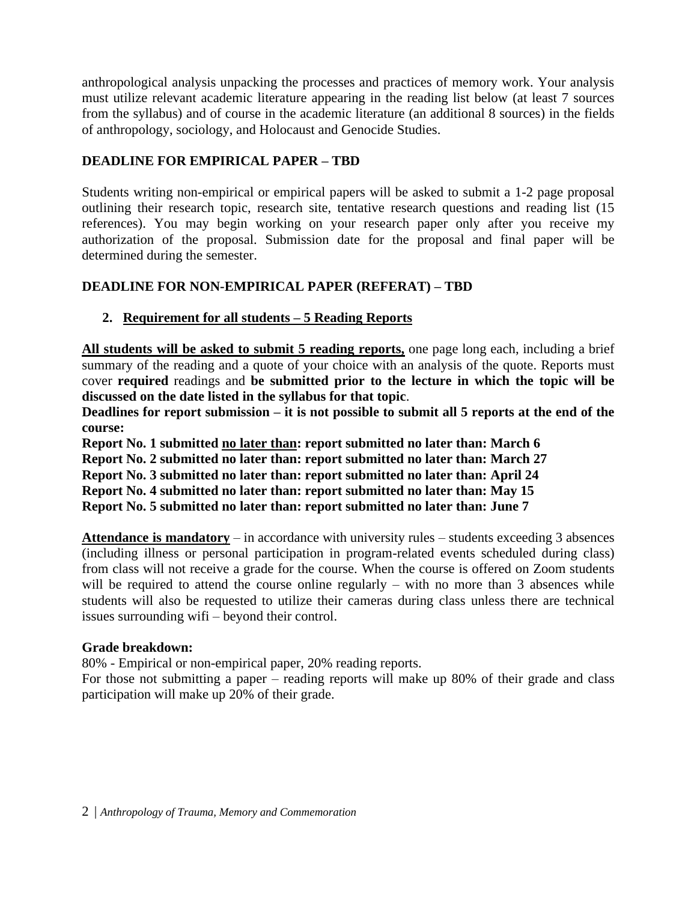anthropological analysis unpacking the processes and practices of memory work. Your analysis must utilize relevant academic literature appearing in the reading list below (at least 7 sources from the syllabus) and of course in the academic literature (an additional 8 sources) in the fields of anthropology, sociology, and Holocaust and Genocide Studies.

**DEADLINE FOR EMPIRICAL PAPER – TBD**

Students writing non-empirical or empirical papers will be asked to submit a 1-2 page proposal outlining their research topic, research site, tentative research questions and reading list (15 references). You may begin working on your research paper only after you receive my authorization of the proposal. Submission date for the proposal and final paper will be determined during the semester.

**DEADLINE FOR NON-EMPIRICAL PAPER (REFERAT) – TBD**

2. **Requirement for all students – 5 Reading Reports**

**All students will be asked to submit 5 reading reports,** one page long each, including a brief summary of the reading and a quote of your choice with an analysis of the quote. Reports must cover **required** readings and **be submitted prior to the lecture in which the topic will be discussed on the date listed in the syllabus for that topic**.

**Deadlines for report submission – it is not possible to submit all 5 reports at the end of the course:**

**Report No. 1 submitted no later than: report submitted no later than: March 6**
**Report No. 2 submitted no later than: report submitted no later than: March 27**
**Report No. 3 submitted no later than: report submitted no later than: April 24**
**Report No. 4 submitted no later than: report submitted no later than: May 15**
**Report No. 5 submitted no later than: report submitted no later than: June 7**

**Attendance is mandatory** – in accordance with university rules – students exceeding 3 absences (including illness or personal participation in program-related events scheduled during class) from class will not receive a grade for the course. When the course is offered on Zoom students will be required to attend the course online regularly – with no more than 3 absences while students will also be requested to utilize their cameras during class unless there are technical issues surrounding wifi – beyond their control.

**Grade breakdown:**

80% - Empirical or non-empirical paper, 20% reading reports.

For those not submitting a paper – reading reports will make up 80% of their grade and class participation will make up 20% of their grade.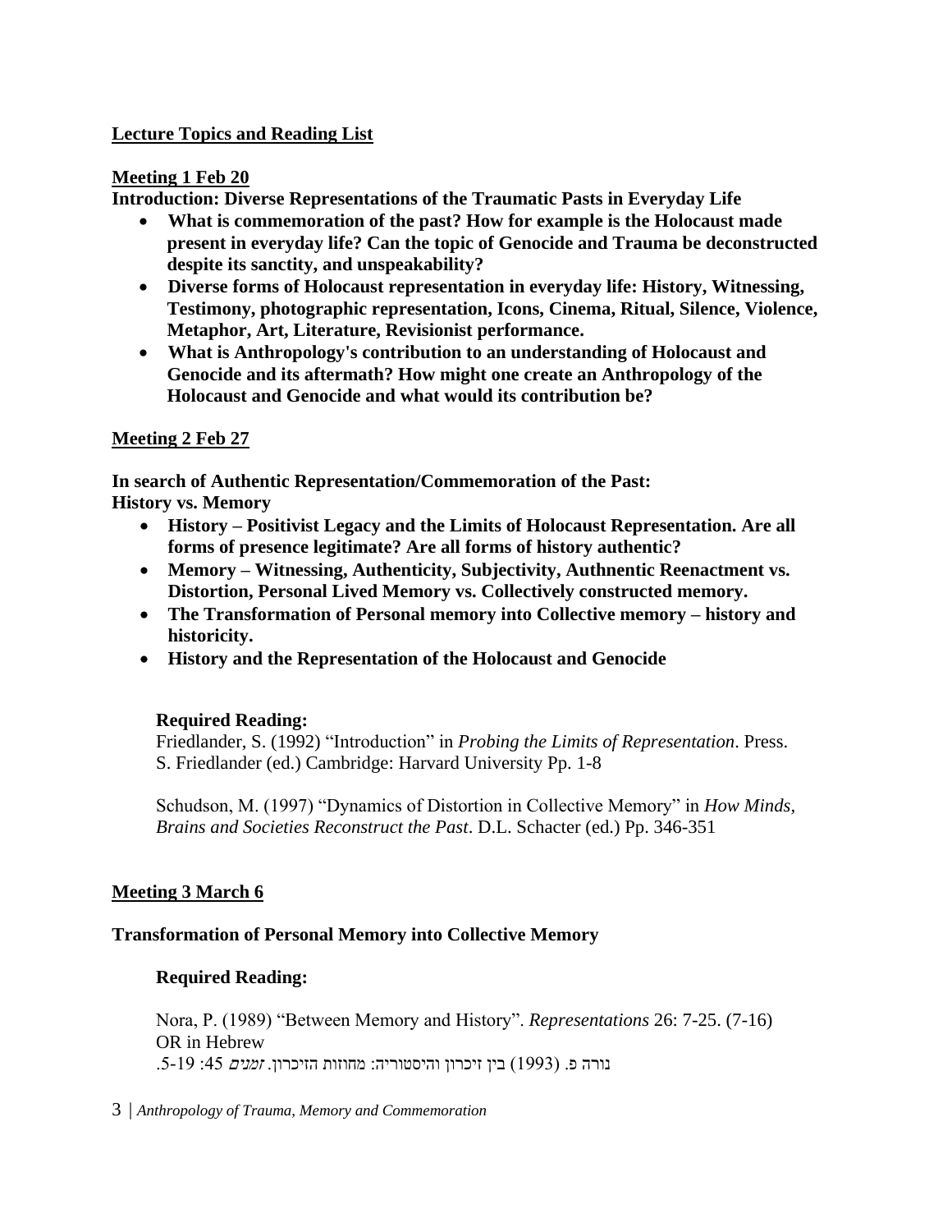## Lecture Topics and Reading List

### Meeting 1 Feb 20

**Introduction: Diverse Representations of the Traumatic Pasts in Everyday Life**

- **What is commemoration of the past? How for example is the Holocaust made present in everyday life? Can the topic of Genocide and Trauma be deconstructed despite its sanctity, and unspeakability?**
- **Diverse forms of Holocaust representation in everyday life: History, Witnessing, Testimony, photographic representation, Icons, Cinema, Ritual, Silence, Violence, Metaphor, Art, Literature, Revisionist performance.**
- **What is Anthropology's contribution to an understanding of Holocaust and Genocide and its aftermath? How might one create an Anthropology of the Holocaust and Genocide and what would its contribution be?**

### Meeting 2 Feb 27

**In search of Authentic Representation/Commemoration of the Past: History vs. Memory**

- **History – Positivist Legacy and the Limits of Holocaust Representation. Are all forms of presence legitimate? Are all forms of history authentic?**
- **Memory – Witnessing, Authenticity, Subjectivity, Authnentic Reenactment vs. Distortion, Personal Lived Memory vs. Collectively constructed memory.**
- **The Transformation of Personal memory into Collective memory – history and historicity.**
- **History and the Representation of the Holocaust and Genocide**

**Required Reading:**

Friedlander, S. (1992) "Introduction" in *Probing the Limits of Representation*. Press. S. Friedlander (ed.) Cambridge: Harvard University Pp. 1-8

Schudson, M. (1997) "Dynamics of Distortion in Collective Memory" in *How Minds, Brains and Societies Reconstruct the Past*. D.L. Schacter (ed.) Pp. 346-351

### Meeting 3 March 6

**Transformation of Personal Memory into Collective Memory**

**Required Reading:**

Nora, P. (1989) "Between Memory and History". *Representations* 26: 7-25. (7-16)
OR in Hebrew
נורה פ. (1993) בין זיכרון והיסטוריה: מחוזות הזיכרון. *זמנים* 45: 19-5.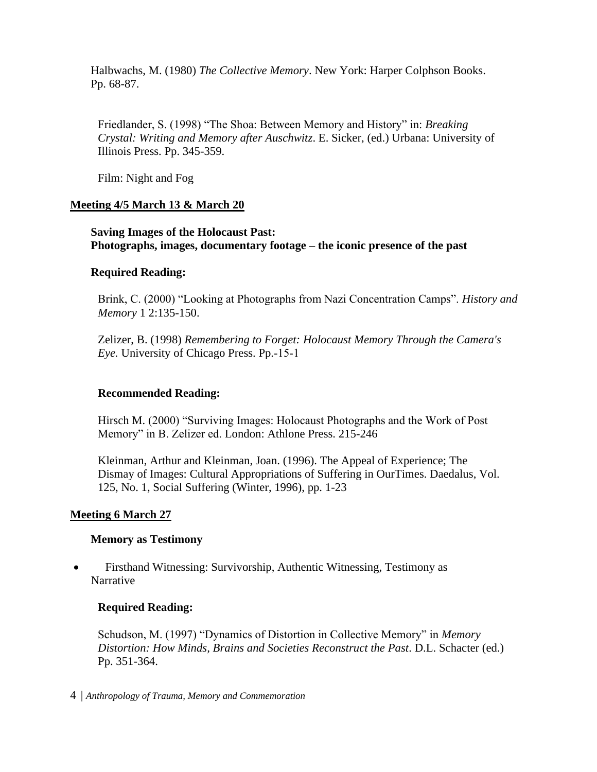Halbwachs, M. (1980) *The Collective Memory*. New York: Harper Colphson Books. Pp. 68-87.

Friedlander, S. (1998) "The Shoa: Between Memory and History" in: *Breaking Crystal: Writing and Memory after Auschwitz*. E. Sicker, (ed.) Urbana: University of Illinois Press. Pp. 345-359.

Film: Night and Fog

## Meeting 4/5 March 13 & March 20

**Saving Images of the Holocaust Past:**
**Photographs, images, documentary footage – the iconic presence of the past**

**Required Reading:**

Brink, C. (2000) "Looking at Photographs from Nazi Concentration Camps". *History and Memory* 1 2:135-150.

Zelizer, B. (1998) *Remembering to Forget: Holocaust Memory Through the Camera's Eye.* University of Chicago Press. Pp.-15-1

**Recommended Reading:**

Hirsch M. (2000) "Surviving Images: Holocaust Photographs and the Work of Post Memory" in B. Zelizer ed. London: Athlone Press. 215-246

Kleinman, Arthur and Kleinman, Joan. (1996). The Appeal of Experience; The Dismay of Images: Cultural Appropriations of Suffering in OurTimes. Daedalus, Vol. 125, No. 1, Social Suffering (Winter, 1996), pp. 1-23

## Meeting 6 March 27

**Memory as Testimony**

- Firsthand Witnessing: Survivorship, Authentic Witnessing, Testimony as Narrative

**Required Reading:**

Schudson, M. (1997) "Dynamics of Distortion in Collective Memory" in *Memory Distortion: How Minds, Brains and Societies Reconstruct the Past*. D.L. Schacter (ed.) Pp. 351-364.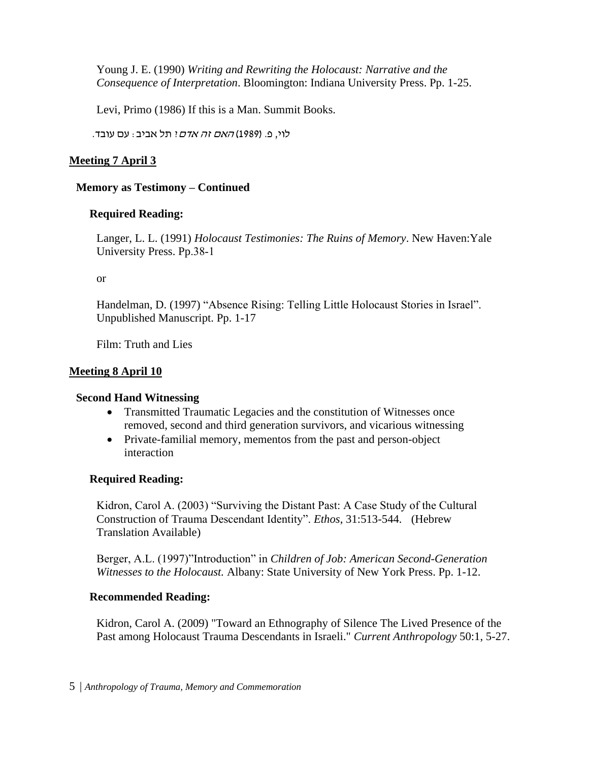Young J. E. (1990) *Writing and Rewriting the Holocaust: Narrative and the Consequence of Interpretation*. Bloomington: Indiana University Press. Pp. 1-25.

Levi, Primo (1986) If this is a Man. Summit Books.

לוי, פ. (1989) *האם זה אדם?* תל אביב: עם עובד.

## Meeting 7 April 3

### Memory as Testimony – Continued

**Required Reading:**

Langer, L. L. (1991) *Holocaust Testimonies: The Ruins of Memory*. New Haven:Yale University Press. Pp.38-1

or

Handelman, D. (1997) "Absence Rising: Telling Little Holocaust Stories in Israel". Unpublished Manuscript. Pp. 1-17

Film: Truth and Lies

## Meeting 8 April 10

### Second Hand Witnessing

- Transmitted Traumatic Legacies and the constitution of Witnesses once removed, second and third generation survivors, and vicarious witnessing
- Private-familial memory, mementos from the past and person-object interaction

**Required Reading:**

Kidron, Carol A. (2003) "Surviving the Distant Past: A Case Study of the Cultural Construction of Trauma Descendant Identity". *Ethos*, 31:513-544. (Hebrew Translation Available)

Berger, A.L. (1997)"Introduction" in *Children of Job: American Second-Generation Witnesses to the Holocaust.* Albany: State University of New York Press. Pp. 1-12.

**Recommended Reading:**

Kidron, Carol A. (2009) "Toward an Ethnography of Silence The Lived Presence of the Past among Holocaust Trauma Descendants in Israeli." *Current Anthropology* 50:1, 5-27.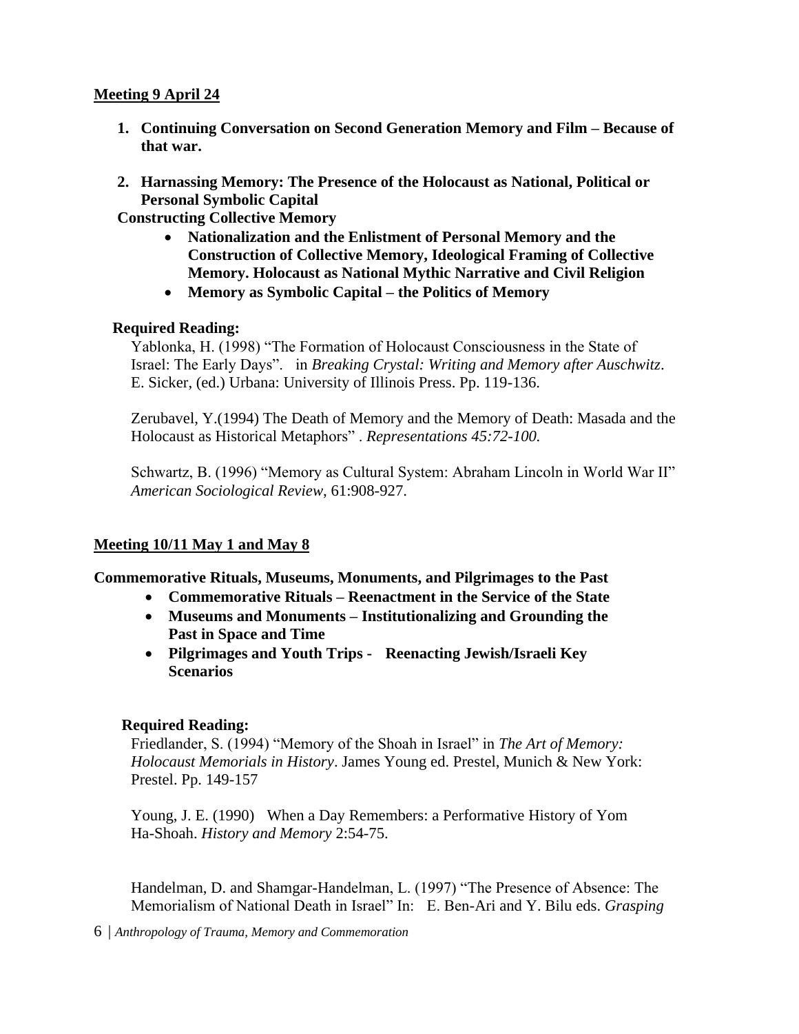**Meeting 9 April 24**

1. **Continuing Conversation on Second Generation Memory and Film – Because of that war.**

2. **Harnassing Memory: The Presence of the Holocaust as National, Political or Personal Symbolic Capital**

**Constructing Collective Memory**

- **Nationalization and the Enlistment of Personal Memory and the Construction of Collective Memory, Ideological Framing of Collective Memory. Holocaust as National Mythic Narrative and Civil Religion**
- **Memory as Symbolic Capital – the Politics of Memory**

**Required Reading:**

Yablonka, H. (1998) "The Formation of Holocaust Consciousness in the State of Israel: The Early Days". in *Breaking Crystal: Writing and Memory after Auschwitz*. E. Sicker, (ed.) Urbana: University of Illinois Press. Pp. 119-136.

Zerubavel, Y.(1994) The Death of Memory and the Memory of Death: Masada and the Holocaust as Historical Metaphors" . *Representations 45:72-100.*

Schwartz, B. (1996) "Memory as Cultural System: Abraham Lincoln in World War II" *American Sociological Review*, 61:908-927.

**Meeting 10/11 May 1 and May 8**

**Commemorative Rituals, Museums, Monuments, and Pilgrimages to the Past**

- **Commemorative Rituals – Reenactment in the Service of the State**
- **Museums and Monuments – Institutionalizing and Grounding the Past in Space and Time**
- **Pilgrimages and Youth Trips - Reenacting Jewish/Israeli Key Scenarios**

**Required Reading:**

Friedlander, S. (1994) "Memory of the Shoah in Israel" in *The Art of Memory: Holocaust Memorials in History*. James Young ed. Prestel, Munich & New York: Prestel. Pp. 149-157

Young, J. E. (1990) When a Day Remembers: a Performative History of Yom Ha-Shoah. *History and Memory* 2:54-75.

Handelman, D. and Shamgar-Handelman, L. (1997) "The Presence of Absence: The Memorialism of National Death in Israel" In: E. Ben-Ari and Y. Bilu eds. *Grasping*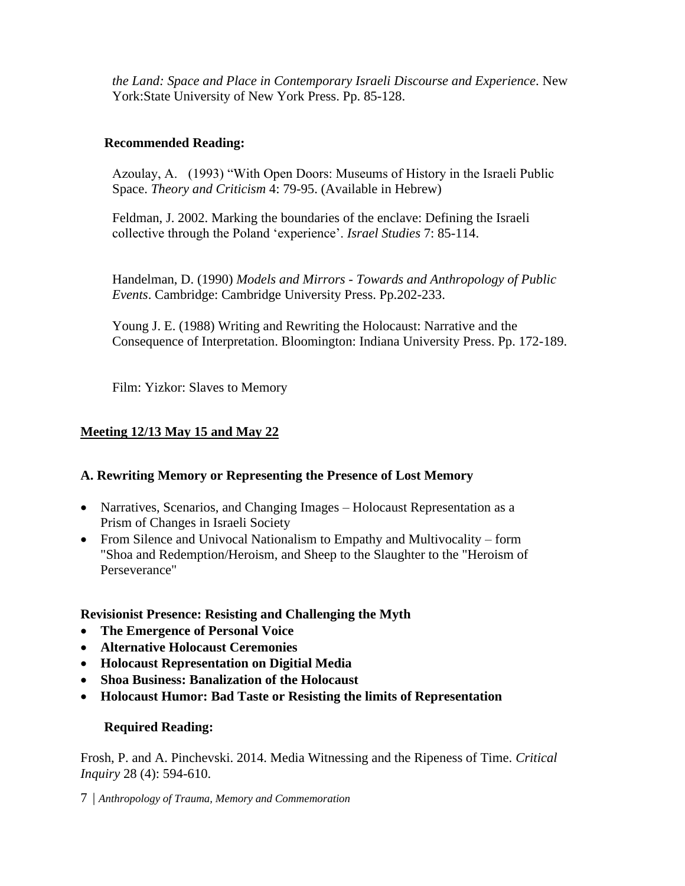*the Land: Space and Place in Contemporary Israeli Discourse and Experience*. New York:State University of New York Press. Pp. 85-128.

**Recommended Reading:**

Azoulay, A. (1993) "With Open Doors: Museums of History in the Israeli Public Space. *Theory and Criticism* 4: 79-95. (Available in Hebrew)

Feldman, J. 2002. Marking the boundaries of the enclave: Defining the Israeli collective through the Poland 'experience'. *Israel Studies* 7: 85-114.

Handelman, D. (1990) *Models and Mirrors - Towards and Anthropology of Public Events*. Cambridge: Cambridge University Press. Pp.202-233.

Young J. E. (1988) Writing and Rewriting the Holocaust: Narrative and the Consequence of Interpretation. Bloomington: Indiana University Press. Pp. 172-189.

Film: Yizkor: Slaves to Memory

## Meeting 12/13 May 15 and May 22

### A. Rewriting Memory or Representing the Presence of Lost Memory

- Narratives, Scenarios, and Changing Images – Holocaust Representation as a Prism of Changes in Israeli Society
- From Silence and Univocal Nationalism to Empathy and Multivocality – form "Shoa and Redemption/Heroism, and Sheep to the Slaughter to the "Heroism of Perseverance"

### Revisionist Presence: Resisting and Challenging the Myth

- **The Emergence of Personal Voice**
- **Alternative Holocaust Ceremonies**
- **Holocaust Representation on Digitial Media**
- **Shoa Business: Banalization of the Holocaust**
- **Holocaust Humor: Bad Taste or Resisting the limits of Representation**

**Required Reading:**

Frosh, P. and A. Pinchevski. 2014. Media Witnessing and the Ripeness of Time. *Critical Inquiry* 28 (4): 594-610.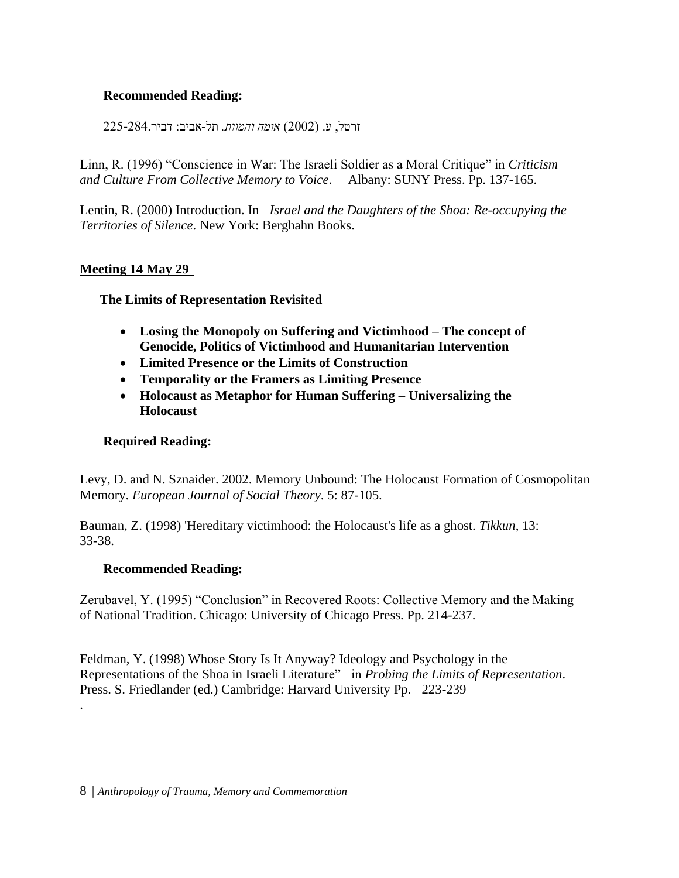**Recommended Reading:**

זרטל, ע. (2002) *אומה והמוות*. תל-אביב: דביר.225-284

Linn, R. (1996) "Conscience in War: The Israeli Soldier as a Moral Critique" in *Criticism and Culture From Collective Memory to Voice*. Albany: SUNY Press. Pp. 137-165.

Lentin, R. (2000) Introduction. In *Israel and the Daughters of the Shoa: Re-occupying the Territories of Silence*. New York: Berghahn Books.

**Meeting 14 May 29**

**The Limits of Representation Revisited**

- **Losing the Monopoly on Suffering and Victimhood – The concept of Genocide, Politics of Victimhood and Humanitarian Intervention**
- **Limited Presence or the Limits of Construction**
- **Temporality or the Framers as Limiting Presence**
- **Holocaust as Metaphor for Human Suffering – Universalizing the Holocaust**

**Required Reading:**

Levy, D. and N. Sznaider. 2002. Memory Unbound: The Holocaust Formation of Cosmopolitan Memory. *European Journal of Social Theory*. 5: 87-105.

Bauman, Z. (1998) 'Hereditary victimhood: the Holocaust's life as a ghost. *Tikkun*, 13: 33-38.

**Recommended Reading:**

Zerubavel, Y. (1995) "Conclusion" in Recovered Roots: Collective Memory and the Making of National Tradition. Chicago: University of Chicago Press. Pp. 214-237.

Feldman, Y. (1998) Whose Story Is It Anyway? Ideology and Psychology in the Representations of the Shoa in Israeli Literature" in *Probing the Limits of Representation*. Press. S. Friedlander (ed.) Cambridge: Harvard University Pp. 223-239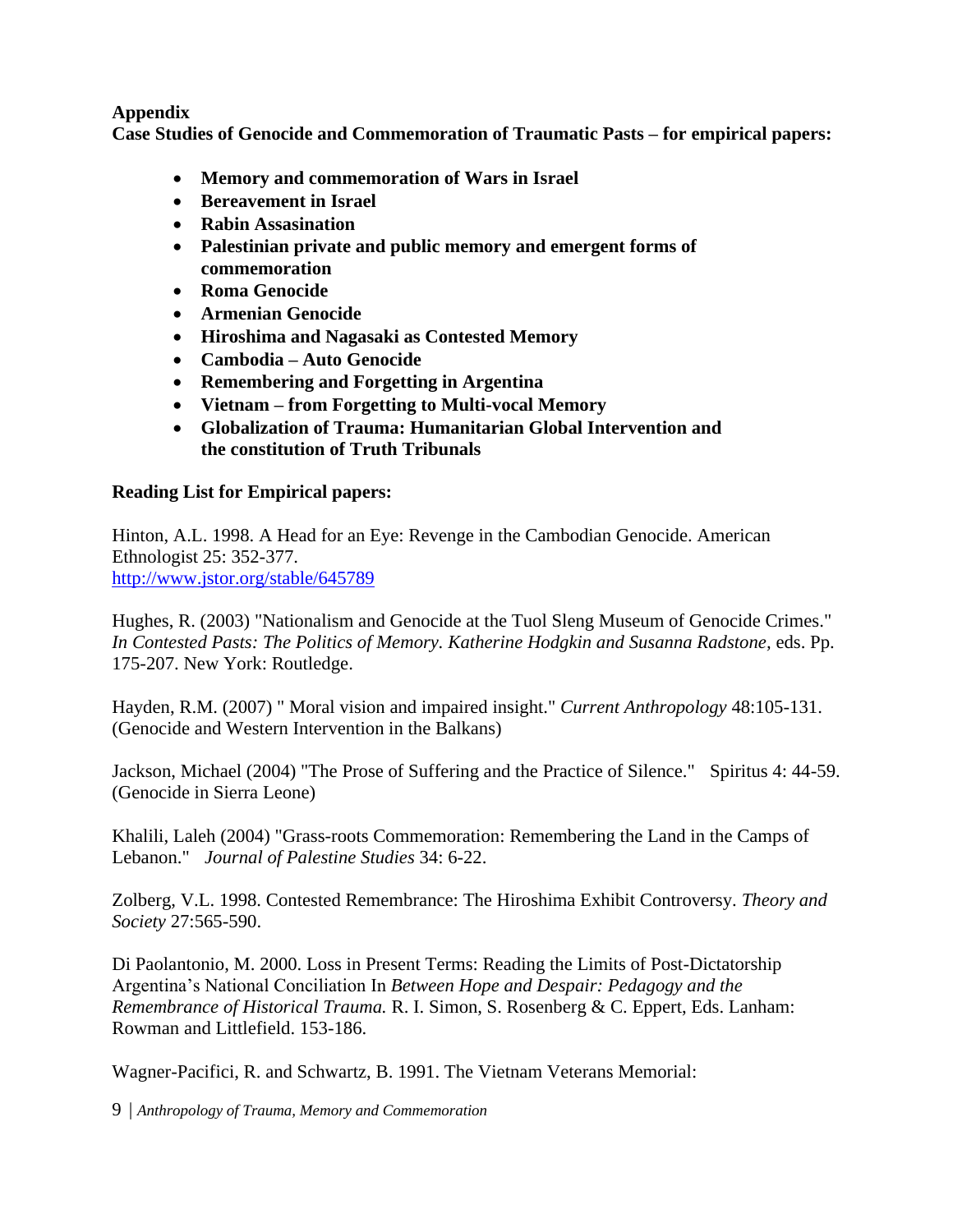**Appendix**
**Case Studies of Genocide and Commemoration of Traumatic Pasts – for empirical papers:**

- **Memory and commemoration of Wars in Israel**
- **Bereavement in Israel**
- **Rabin Assasination**
- **Palestinian private and public memory and emergent forms of commemoration**
- **Roma Genocide**
- **Armenian Genocide**
- **Hiroshima and Nagasaki as Contested Memory**
- **Cambodia – Auto Genocide**
- **Remembering and Forgetting in Argentina**
- **Vietnam – from Forgetting to Multi-vocal Memory**
- **Globalization of Trauma: Humanitarian Global Intervention and the constitution of Truth Tribunals**

**Reading List for Empirical papers:**

Hinton, A.L. 1998. A Head for an Eye: Revenge in the Cambodian Genocide. American Ethnologist 25: 352-377.
http://www.jstor.org/stable/645789

Hughes, R. (2003) "Nationalism and Genocide at the Tuol Sleng Museum of Genocide Crimes." *In Contested Pasts: The Politics of Memory. Katherine Hodgkin and Susanna Radstone,* eds. Pp. 175-207. New York: Routledge.

Hayden, R.M. (2007) " Moral vision and impaired insight." *Current Anthropology* 48:105-131. (Genocide and Western Intervention in the Balkans)

Jackson, Michael (2004) "The Prose of Suffering and the Practice of Silence." Spiritus 4: 44-59. (Genocide in Sierra Leone)

Khalili, Laleh (2004) "Grass-roots Commemoration: Remembering the Land in the Camps of Lebanon." *Journal of Palestine Studies* 34: 6-22.

Zolberg, V.L. 1998. Contested Remembrance: The Hiroshima Exhibit Controversy. *Theory and Society* 27:565-590.

Di Paolantonio, M. 2000. Loss in Present Terms: Reading the Limits of Post-Dictatorship Argentina's National Conciliation In *Between Hope and Despair: Pedagogy and the Remembrance of Historical Trauma.* R. I. Simon, S. Rosenberg & C. Eppert, Eds. Lanham: Rowman and Littlefield. 153-186.

Wagner-Pacifici, R. and Schwartz, B. 1991. The Vietnam Veterans Memorial: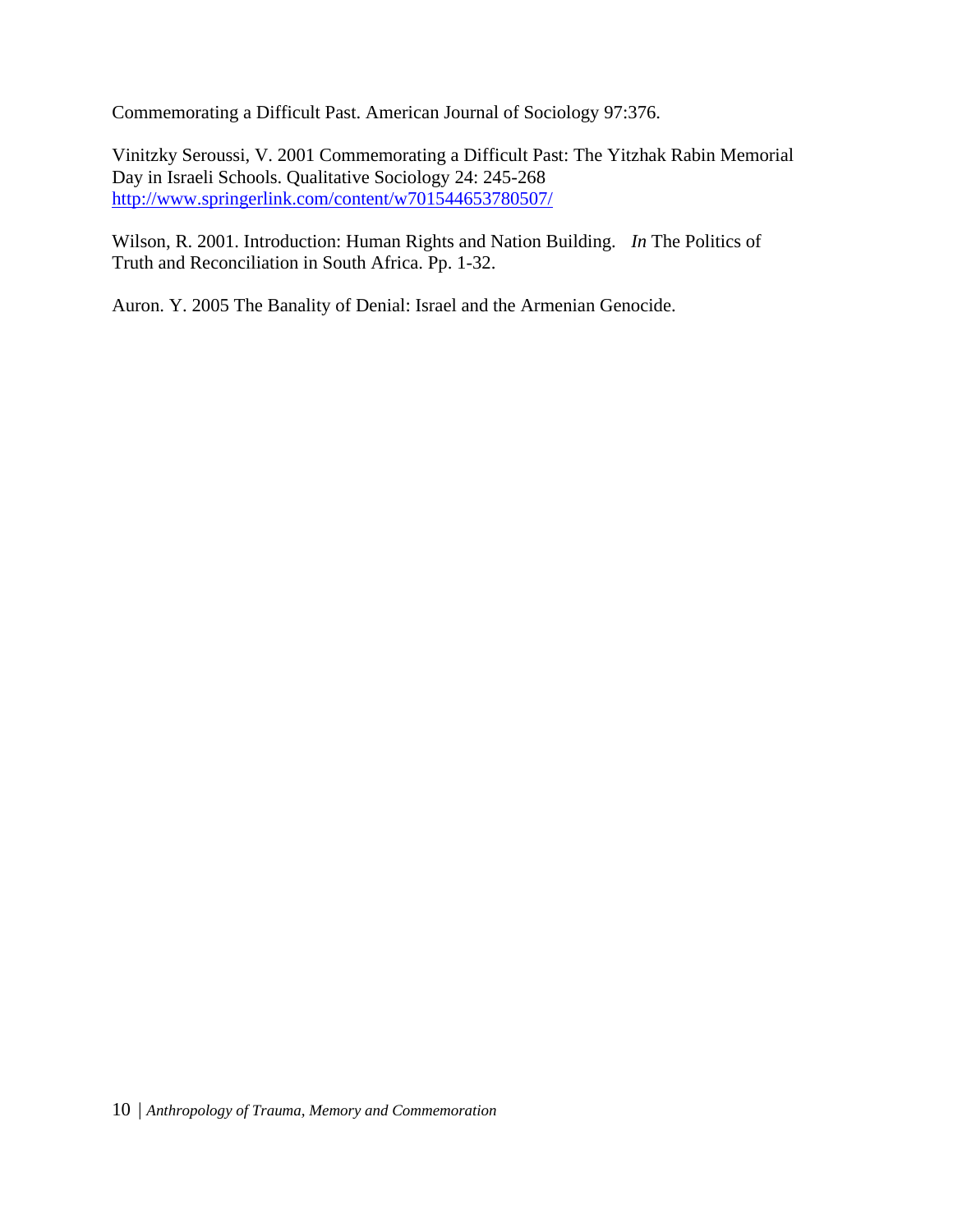Commemorating a Difficult Past. American Journal of Sociology 97:376.

Vinitzky Seroussi, V. 2001 Commemorating a Difficult Past: The Yitzhak Rabin Memorial Day in Israeli Schools. Qualitative Sociology 24: 245-268 http://www.springerlink.com/content/w701544653780507/

Wilson, R. 2001. Introduction: Human Rights and Nation Building. *In* The Politics of Truth and Reconciliation in South Africa. Pp. 1-32.

Auron. Y. 2005 The Banality of Denial: Israel and the Armenian Genocide.